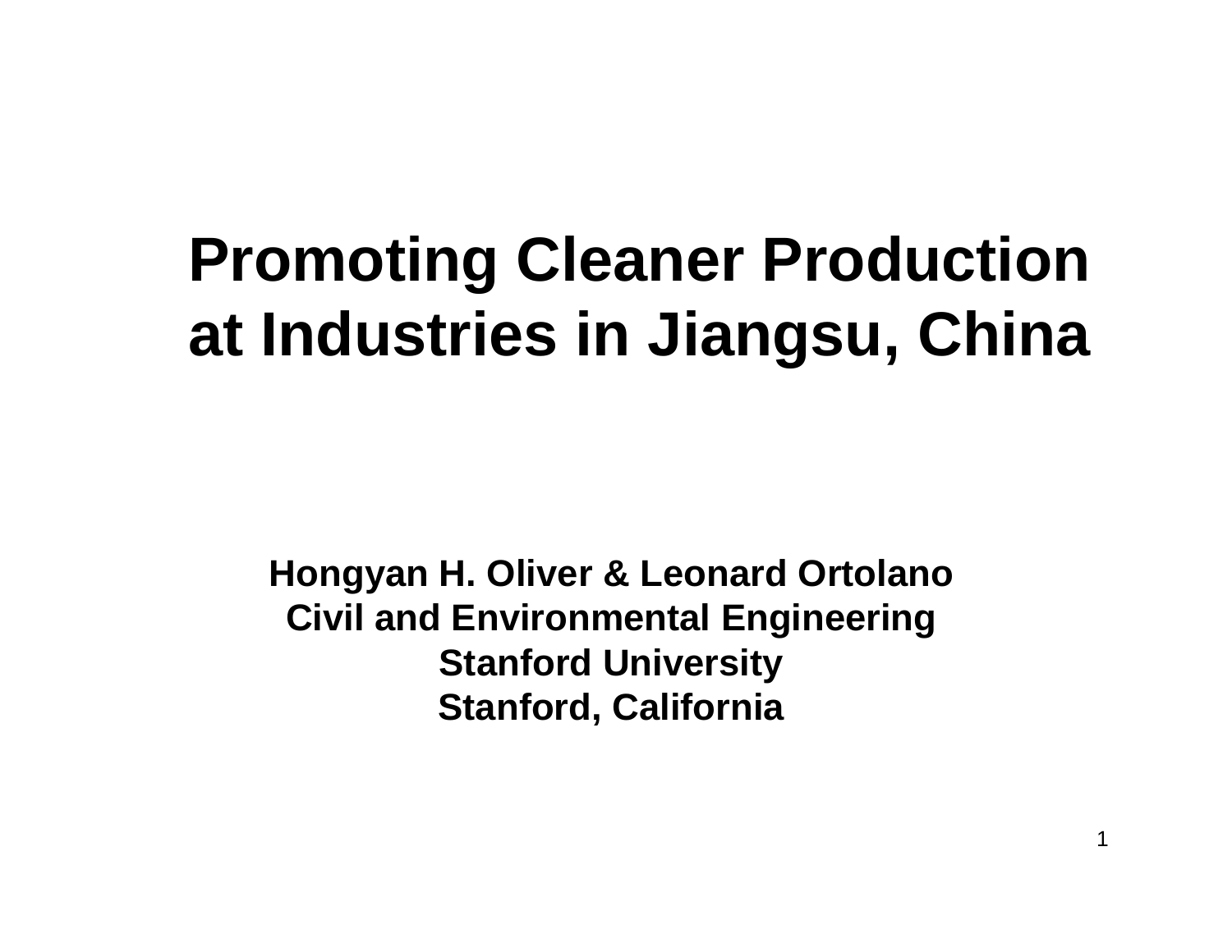# Promoting Cleaner Production at Industries in Jiangsu, China

**Hongyan H. Oliver & Leonard Ortolano**
**Civil and Environmental Engineering**
**Stanford University**
**Stanford, California**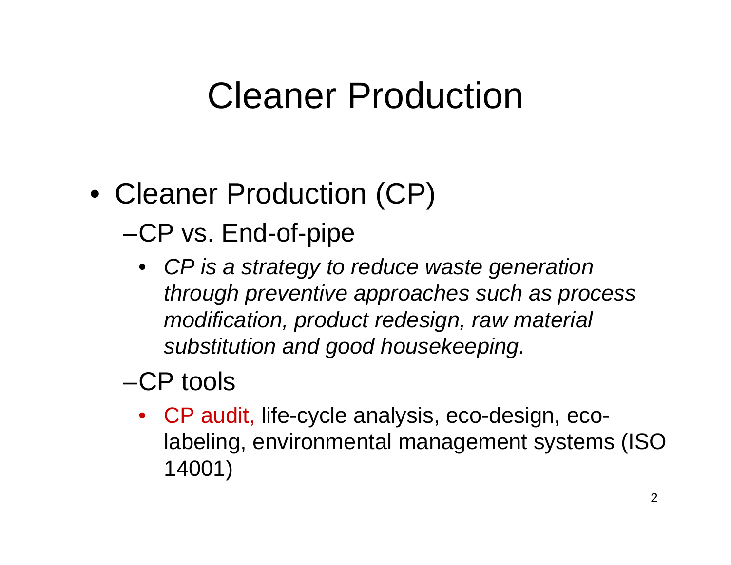# Cleaner Production

- Cleaner Production (CP)
  - CP vs. End-of-pipe
    - *CP is a strategy to reduce waste generation through preventive approaches such as process modification, product redesign, raw material substitution and good housekeeping.*
  - CP tools
    - CP audit, life-cycle analysis, eco-design, eco-labeling, environmental management systems (ISO 14001)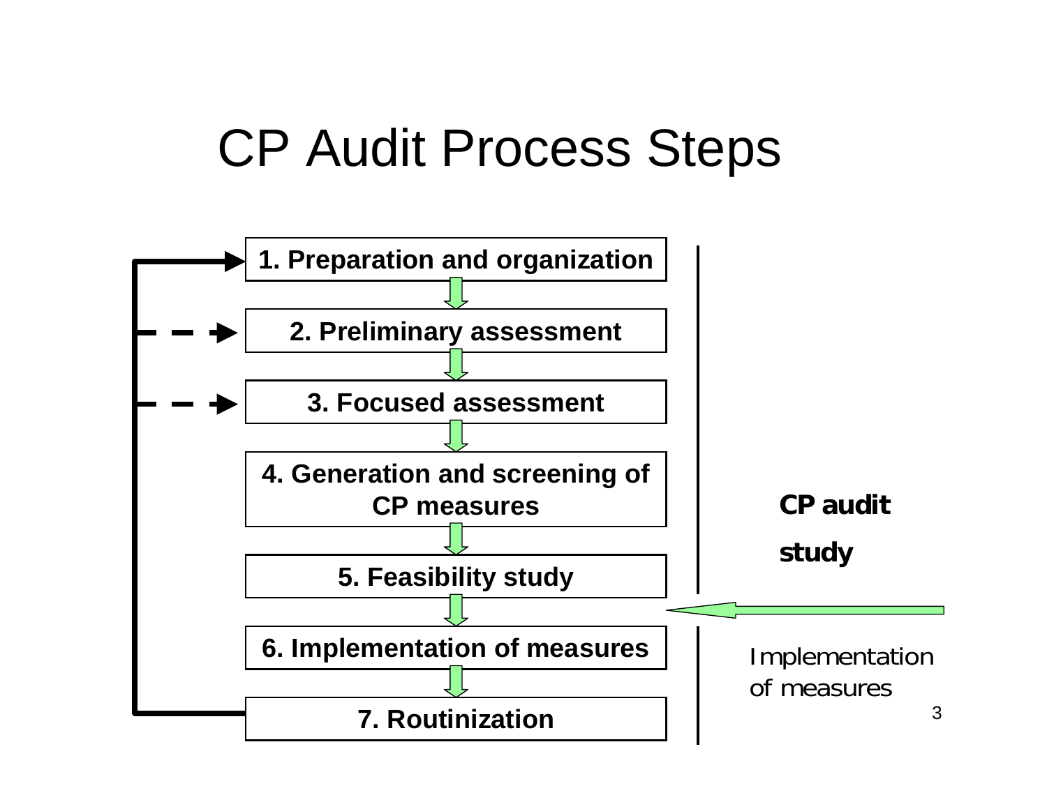# CP Audit Process Steps

1. Preparation and organization
2. Preliminary assessment
3. Focused assessment
4. Generation and screening of CP measures
5. Feasibility study
6. Implementation of measures
7. Routinization

**CP audit study**

Implementation of measures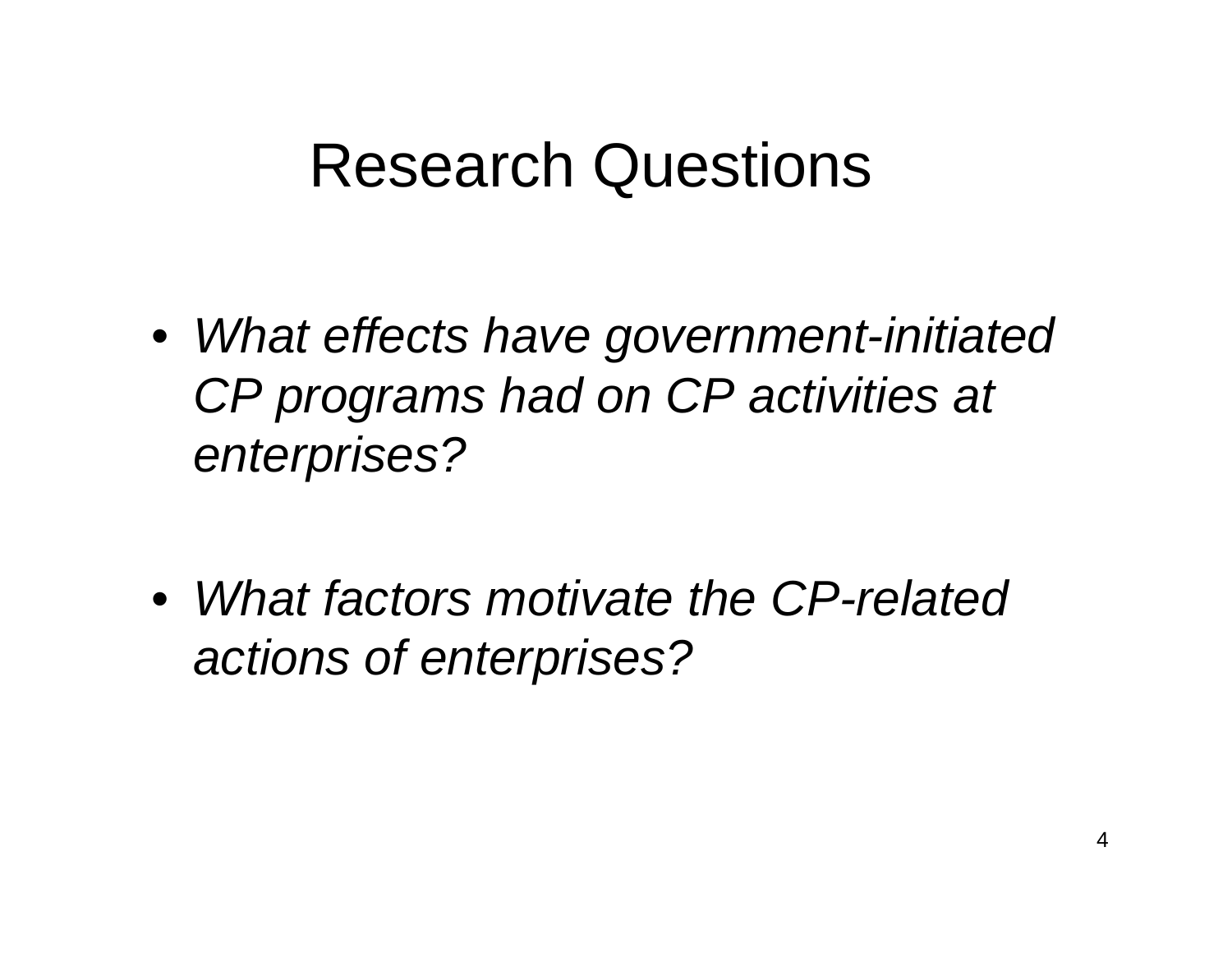# Research Questions

- *What effects have government-initiated CP programs had on CP activities at enterprises?*

- *What factors motivate the CP-related actions of enterprises?*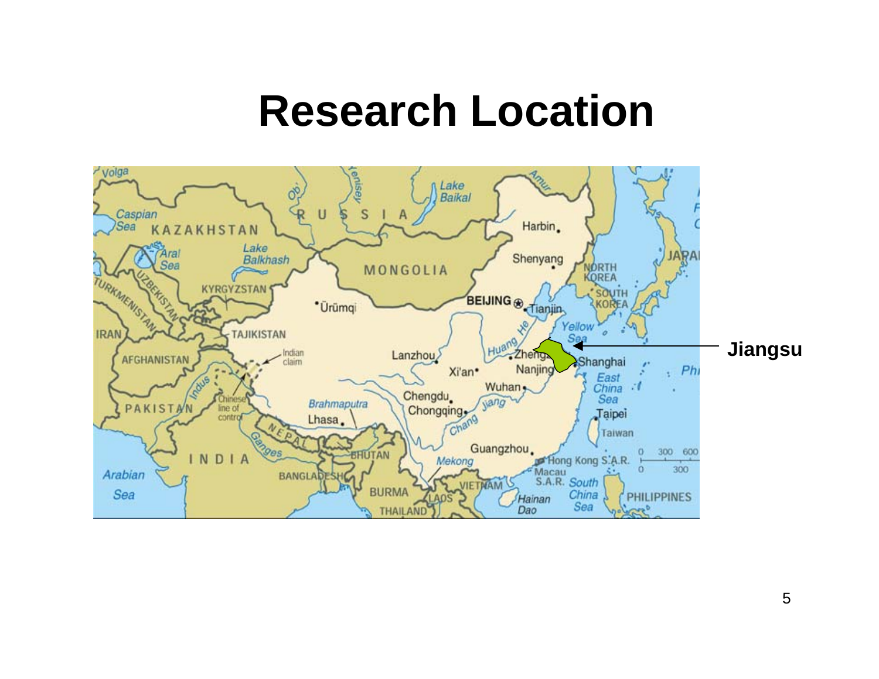# Research Location

Jiangsu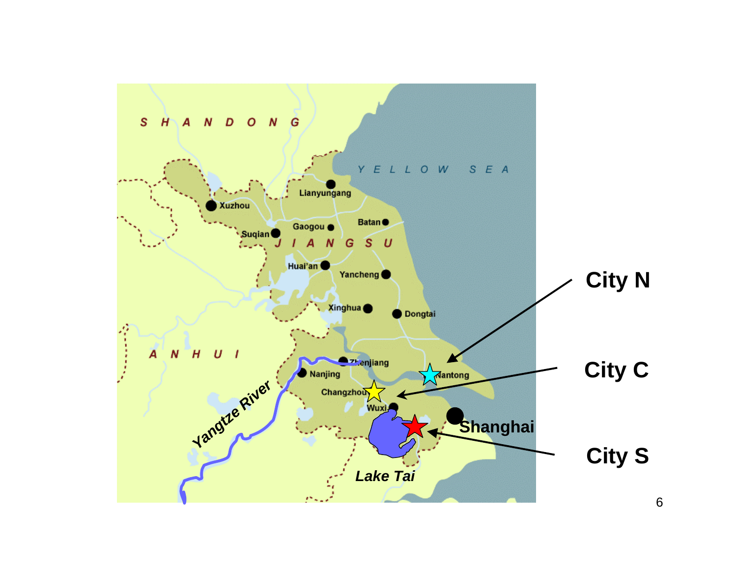City N

City C

City S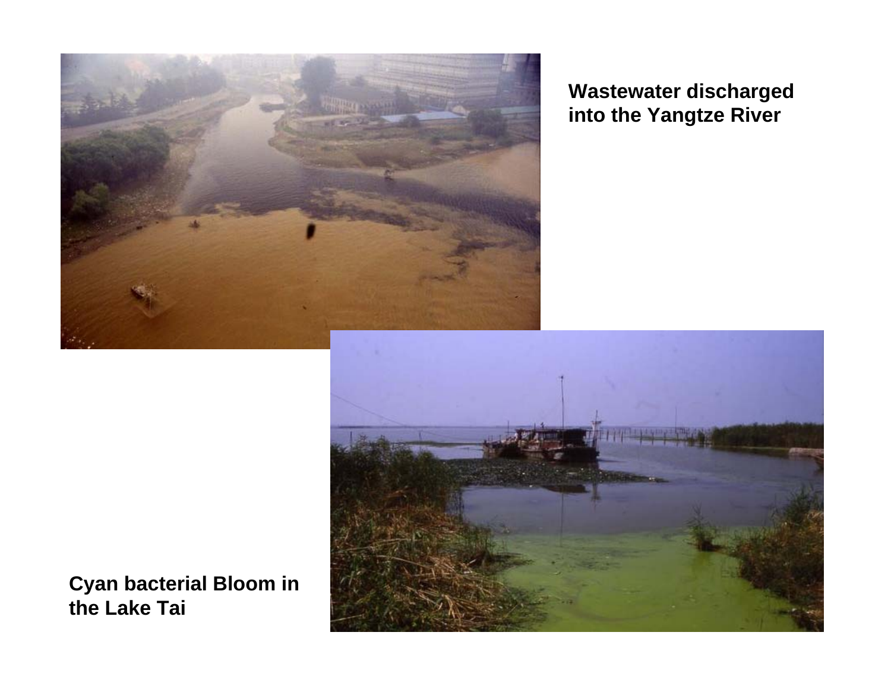**Wastewater discharged into the Yangtze River**

**Cyan bacterial Bloom in the Lake Tai**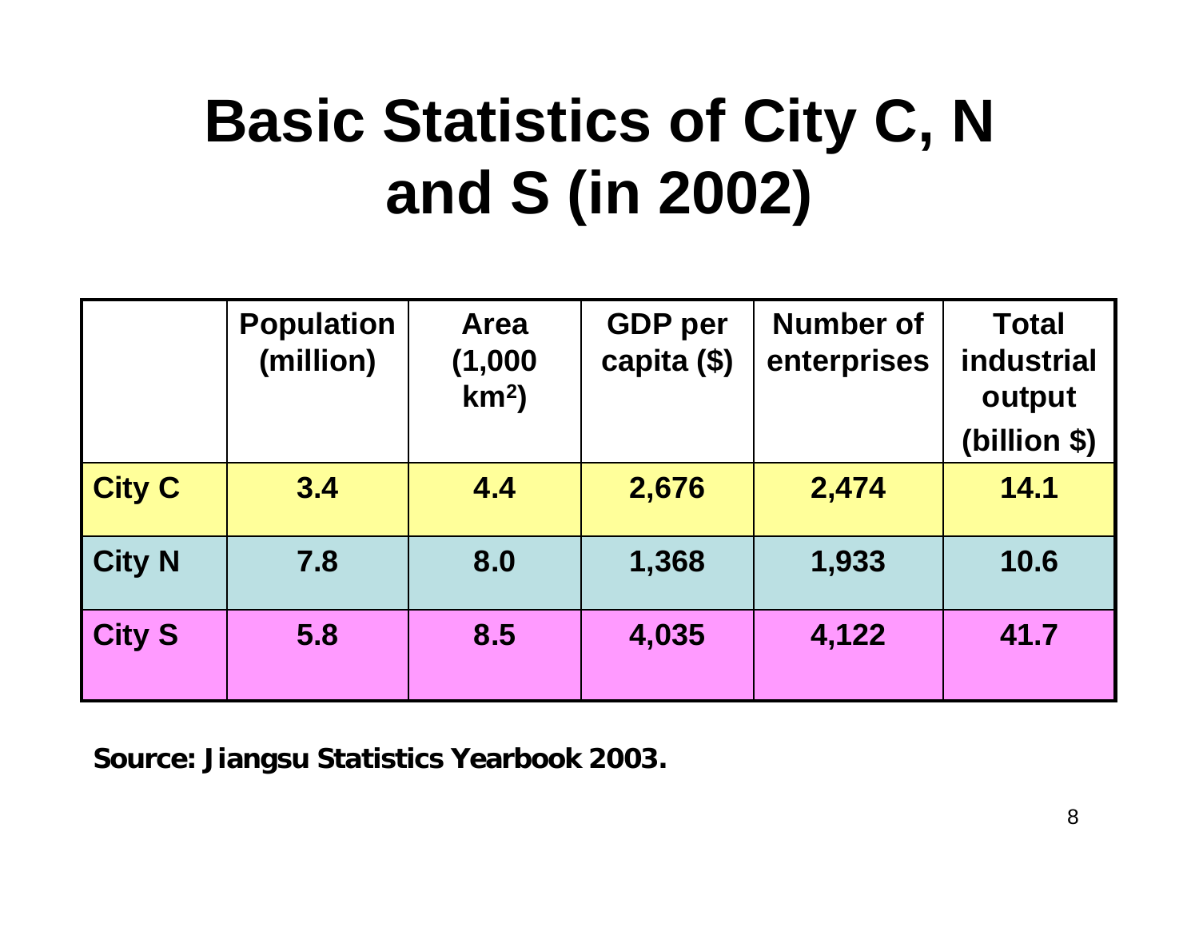# Basic Statistics of City C, N and S (in 2002)

| | Population (million) | Area (1,000 $km^2$) | GDP per capita ($) | Number of enterprises | Total industrial output (billion $) |
|---|---|---|---|---|---|
| **City C** | **3.4** | **4.4** | **2,676** | **2,474** | **14.1** |
| **City N** | **7.8** | **8.0** | **1,368** | **1,933** | **10.6** |
| **City S** | **5.8** | **8.5** | **4,035** | **4,122** | **41.7** |

**Source: Jiangsu Statistics Yearbook 2003.**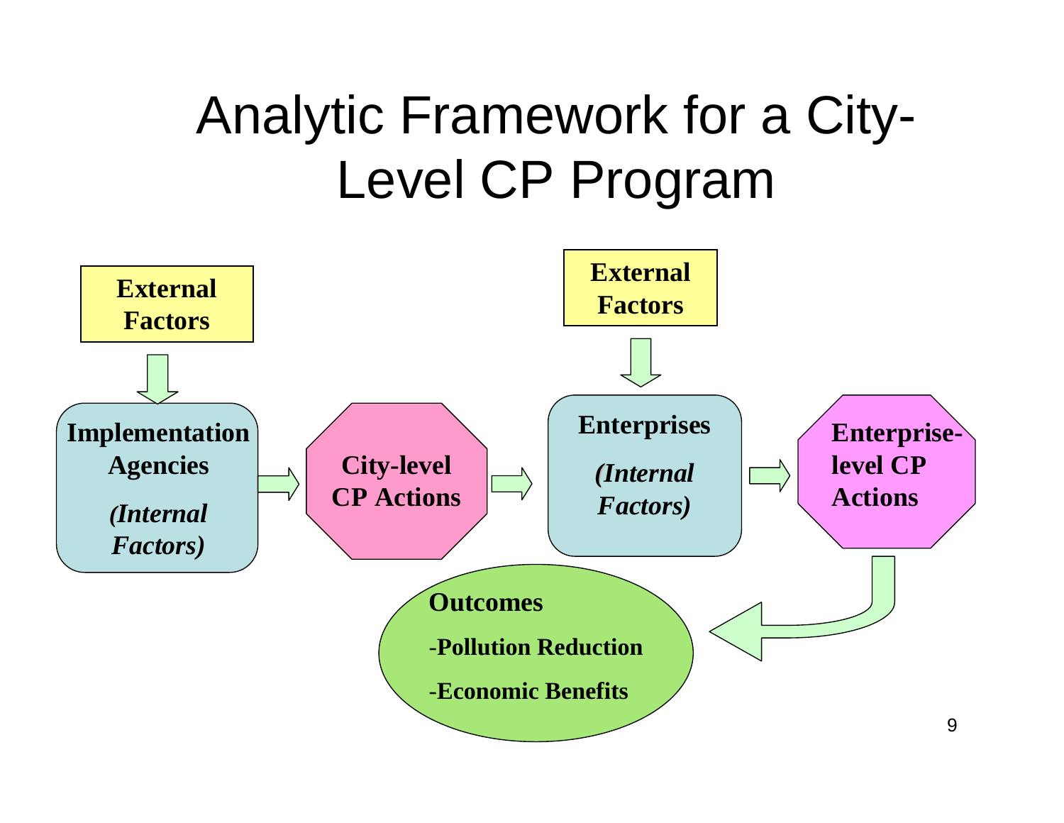# Analytic Framework for a City-Level CP Program

External Factors

Implementation Agencies *(Internal Factors)*

City-level CP Actions

External Factors

Enterprises *(Internal Factors)*

Enterprise-level CP Actions

**Outcomes**

**-Pollution Reduction**

**-Economic Benefits**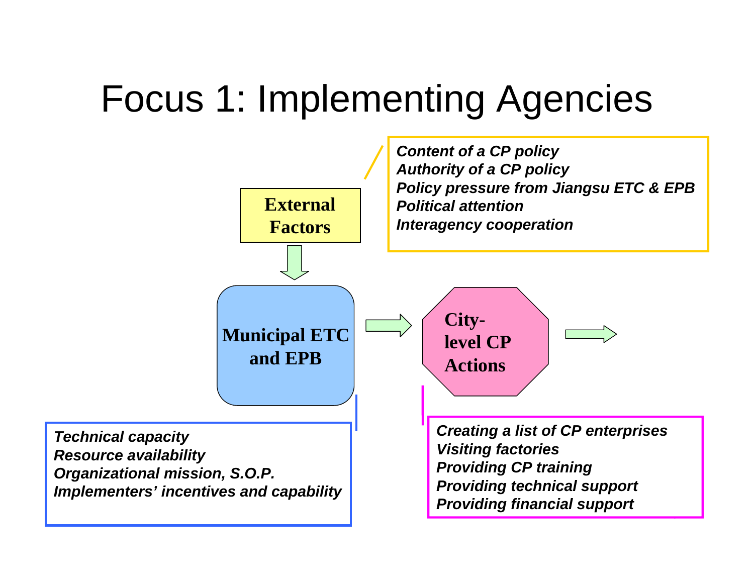# Focus 1: Implementing Agencies

**External Factors**

*Content of a CP policy*
*Authority of a CP policy*
*Policy pressure from Jiangsu ETC & EPB*
*Political attention*
*Interagency cooperation*

**Municipal ETC and EPB**

*Technical capacity*
*Resource availability*
*Organizational mission, S.O.P.*
*Implementers' incentives and capability*

**City-level CP Actions**

*Creating a list of CP enterprises*
*Visiting factories*
*Providing CP training*
*Providing technical support*
*Providing financial support*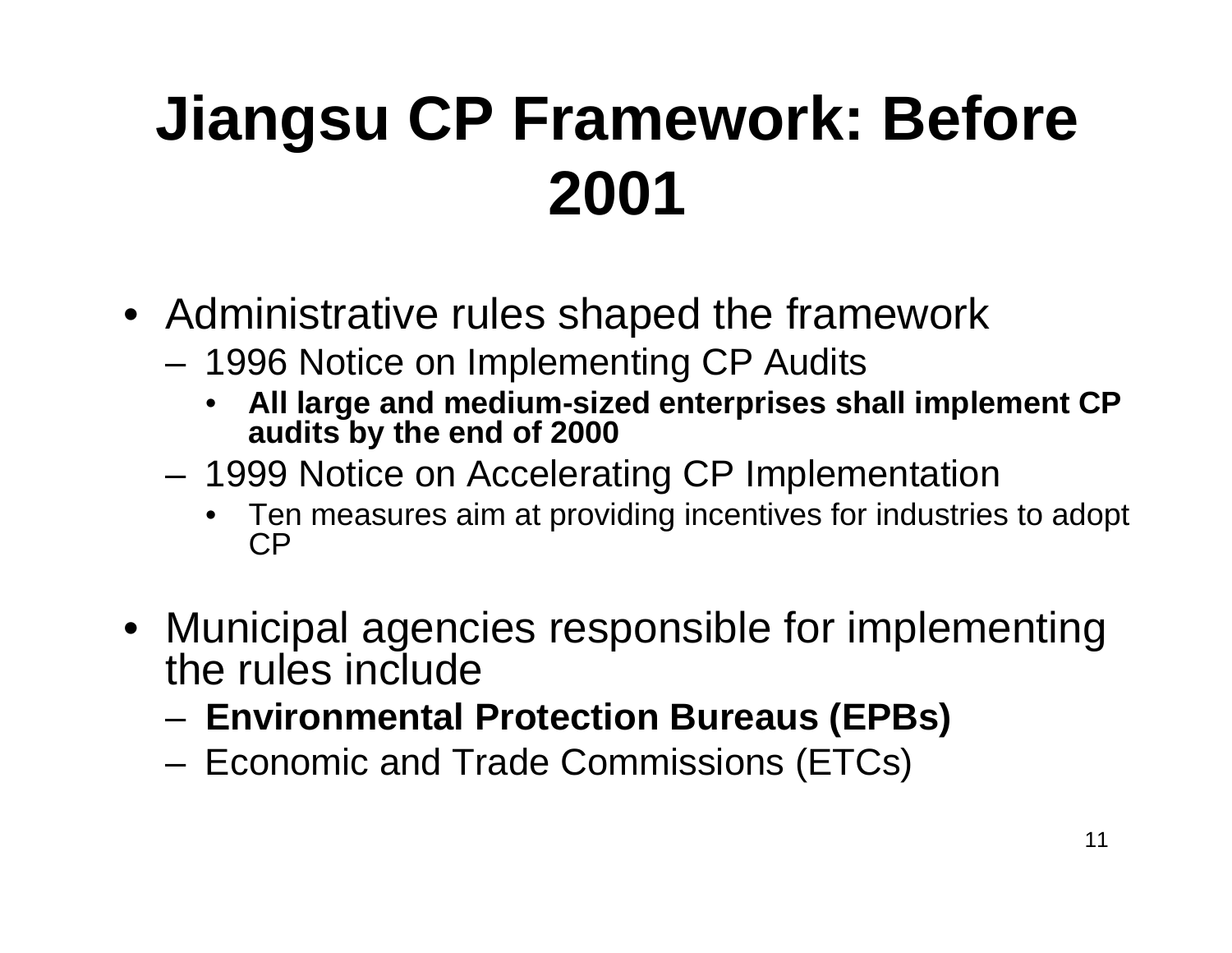# Jiangsu CP Framework: Before 2001

- Administrative rules shaped the framework
  - 1996 Notice on Implementing CP Audits
    - **All large and medium-sized enterprises shall implement CP audits by the end of 2000**
  - 1999 Notice on Accelerating CP Implementation
    - Ten measures aim at providing incentives for industries to adopt CP
- Municipal agencies responsible for implementing the rules include
  - **Environmental Protection Bureaus (EPBs)**
  - Economic and Trade Commissions (ETCs)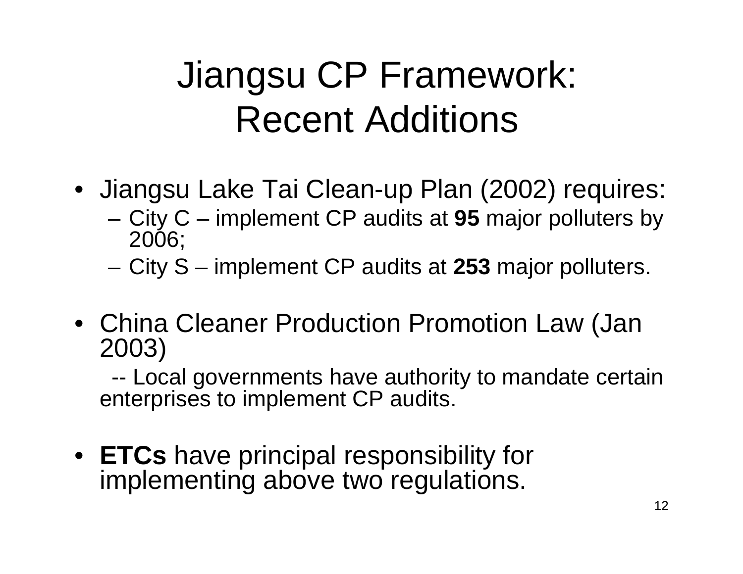# Jiangsu CP Framework: Recent Additions

- Jiangsu Lake Tai Clean-up Plan (2002) requires:
  - City C – implement CP audits at **95** major polluters by 2006;
  - City S – implement CP audits at **253** major polluters.

- China Cleaner Production Promotion Law (Jan 2003)

  -- Local governments have authority to mandate certain enterprises to implement CP audits.

- **ETCs** have principal responsibility for implementing above two regulations.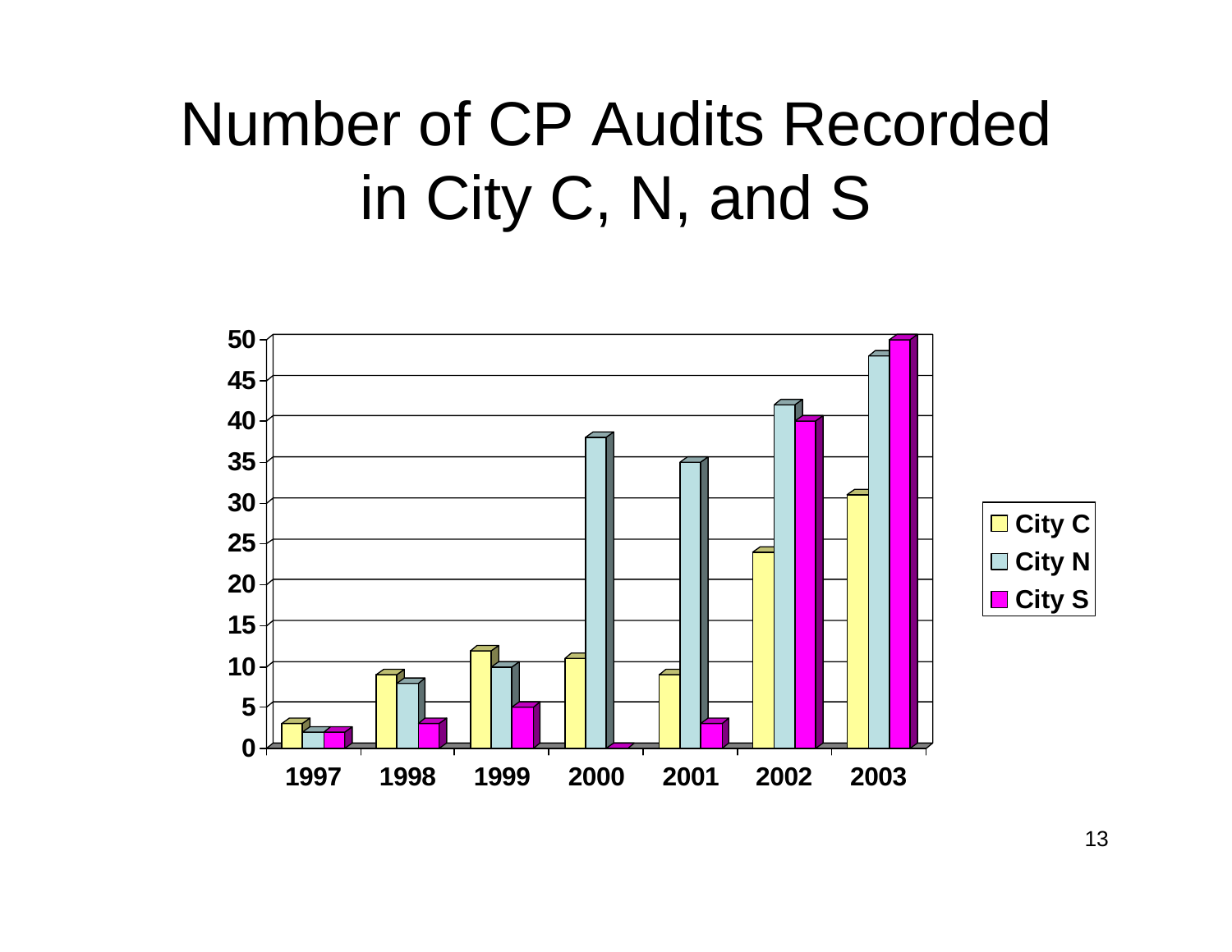# Number of CP Audits Recorded in City C, N, and S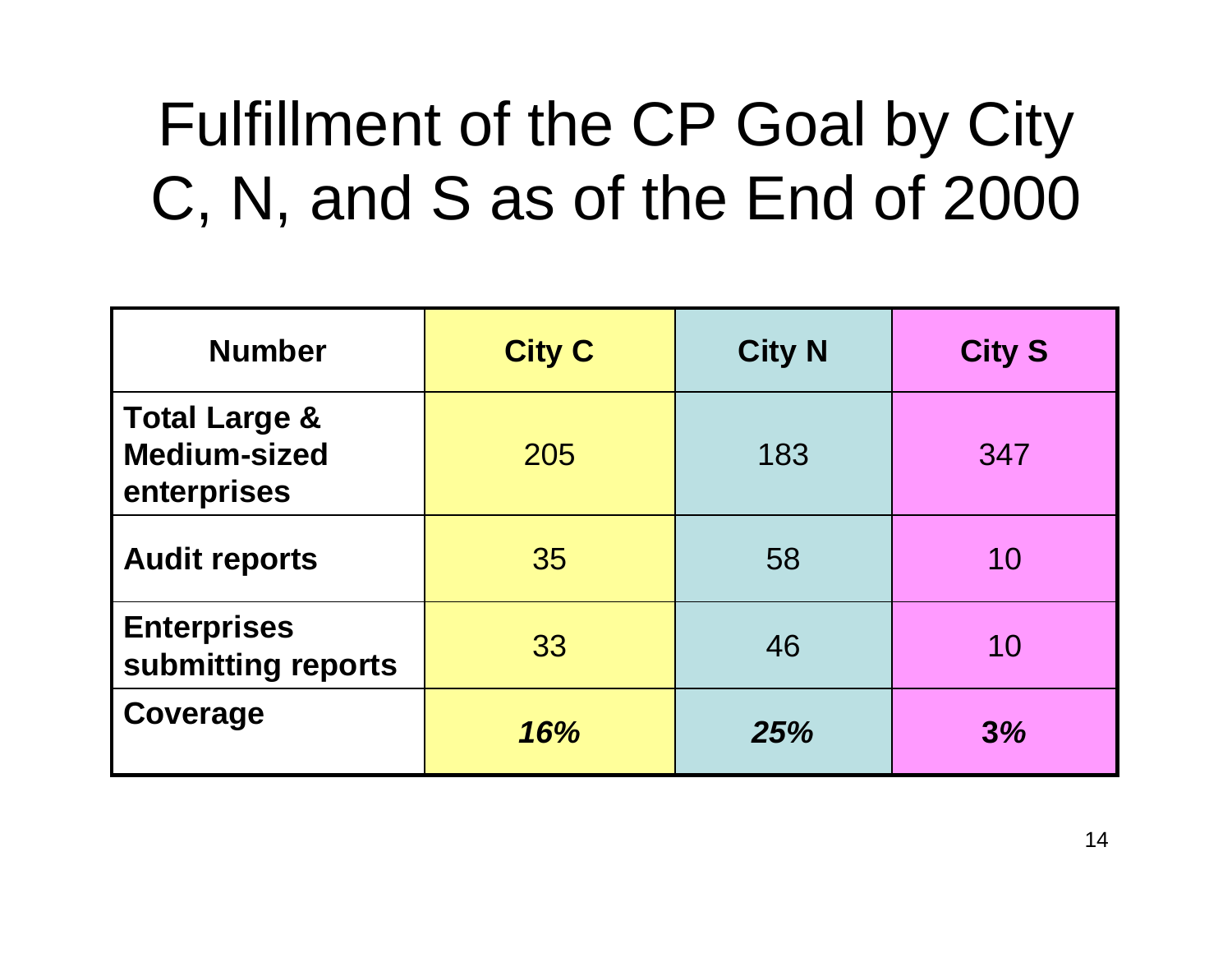# Fulfillment of the CP Goal by City C, N, and S as of the End of 2000

| Number | City C | City N | City S |
|---|---|---|---|
| **Total Large & Medium-sized enterprises** | 205 | 183 | 347 |
| **Audit reports** | 35 | 58 | 10 |
| **Enterprises submitting reports** | 33 | 46 | 10 |
| **Coverage** | ***16%*** | ***25%*** | ***3%*** |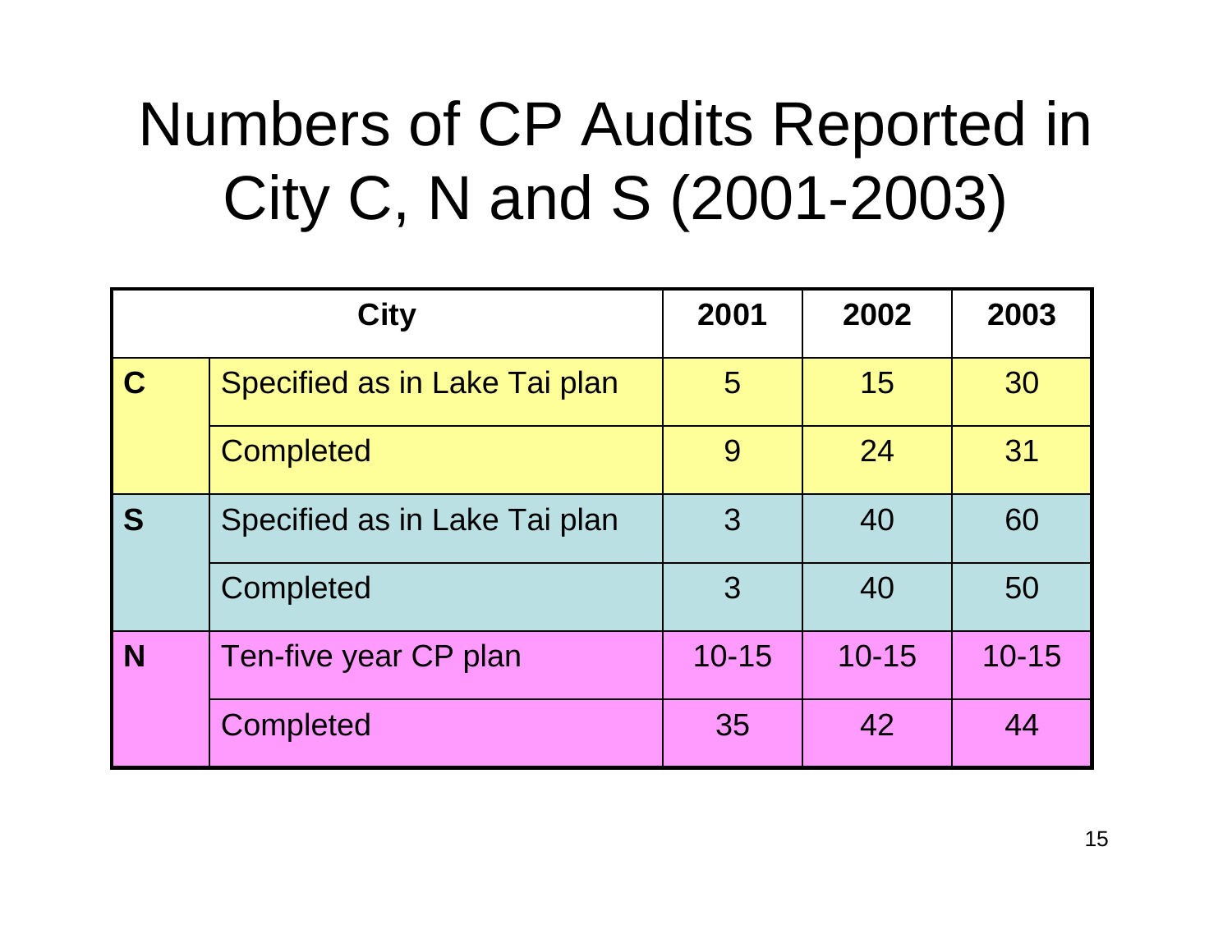# Numbers of CP Audits Reported in City C, N and S (2001-2003)

| City | | 2001 | 2002 | 2003 |
|---|---|---|---|---|
| **C** | Specified as in Lake Tai plan | 5 | 15 | 30 |
| | Completed | 9 | 24 | 31 |
| **S** | Specified as in Lake Tai plan | 3 | 40 | 60 |
| | Completed | 3 | 40 | 50 |
| **N** | Ten-five year CP plan | 10-15 | 10-15 | 10-15 |
| | Completed | 35 | 42 | 44 |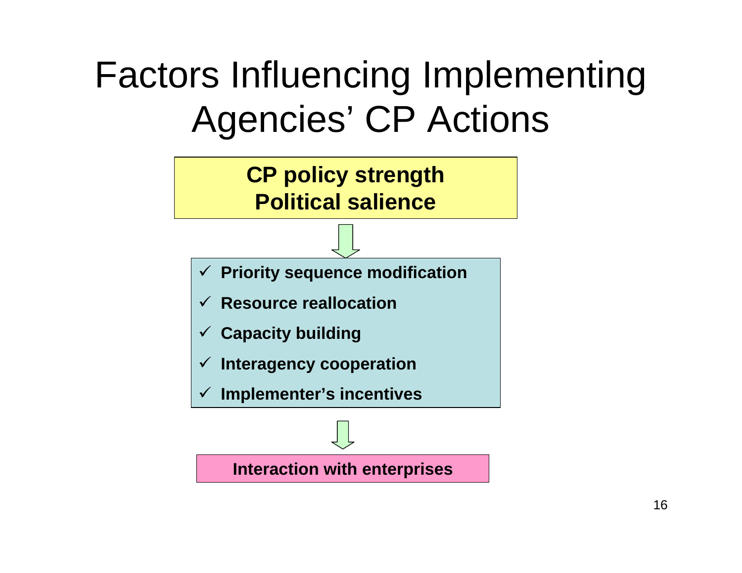# Factors Influencing Implementing Agencies' CP Actions

**CP policy strength**
**Political salience**

↓

- ✓ **Priority sequence modification**
- ✓ **Resource reallocation**
- ✓ **Capacity building**
- ✓ **Interagency cooperation**
- ✓ **Implementer's incentives**

↓

**Interaction with enterprises**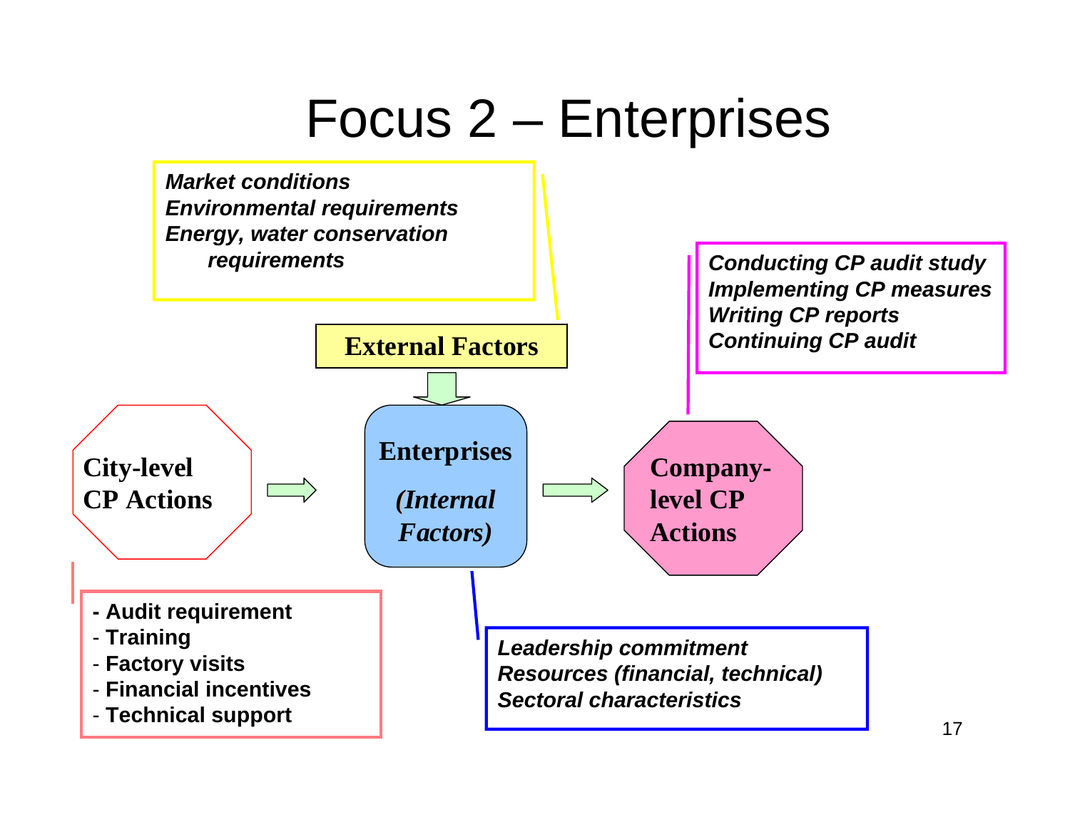# Focus 2 – Enterprises

*Market conditions*
*Environmental requirements*
*Energy, water conservation requirements*

**External Factors**

**City-level CP Actions** → **Enterprises** ***(Internal Factors)*** → **Company-level CP Actions**

*Conducting CP audit study*
*Implementing CP measures*
*Writing CP reports*
*Continuing CP audit*

- **Audit requirement**
- **Training**
- **Factory visits**
- **Financial incentives**
- **Technical support**

*Leadership commitment*
*Resources (financial, technical)*
*Sectoral characteristics*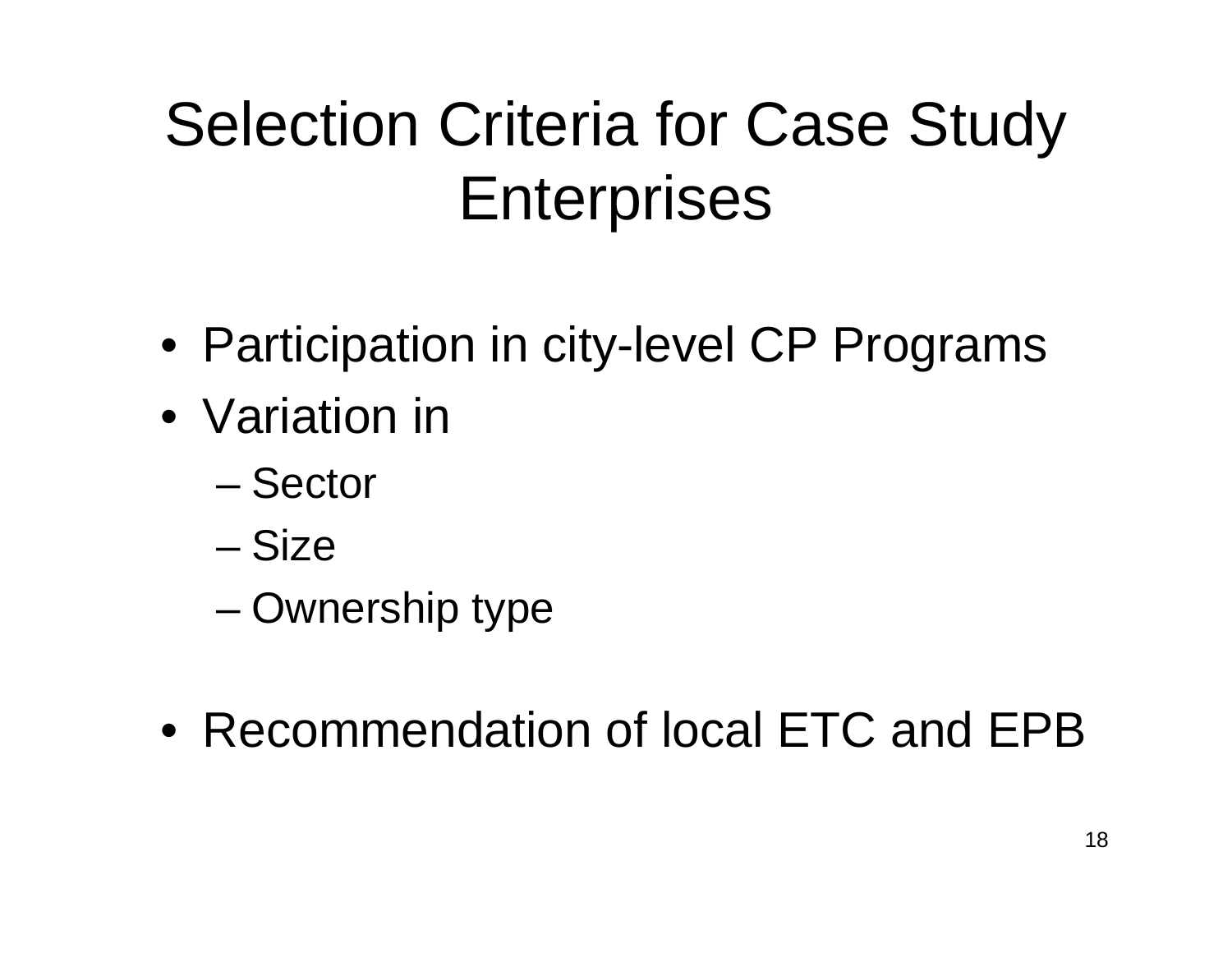# Selection Criteria for Case Study Enterprises

- Participation in city-level CP Programs
- Variation in
  - Sector
  - Size
  - Ownership type
- Recommendation of local ETC and EPB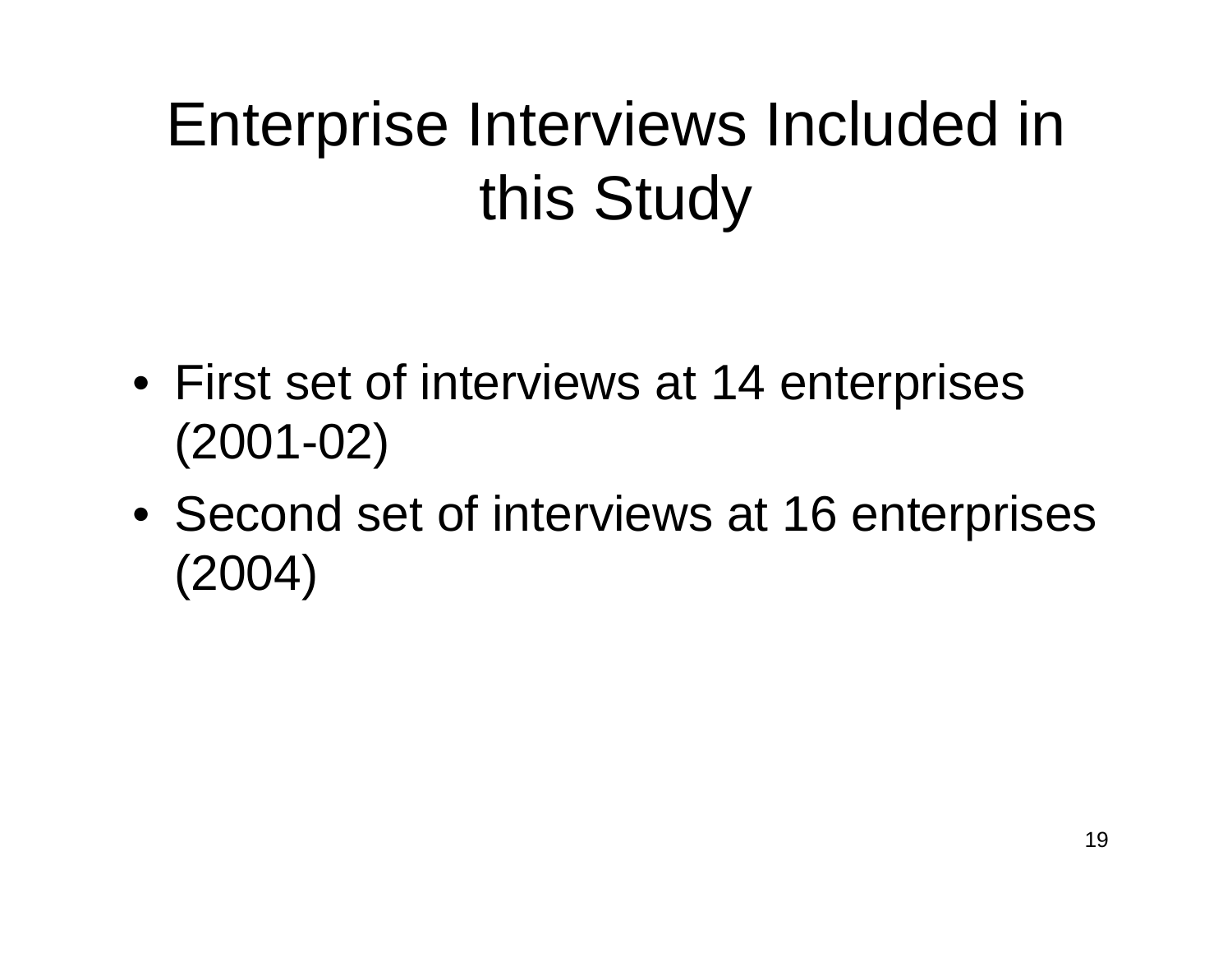# Enterprise Interviews Included in this Study

- First set of interviews at 14 enterprises (2001-02)
- Second set of interviews at 16 enterprises (2004)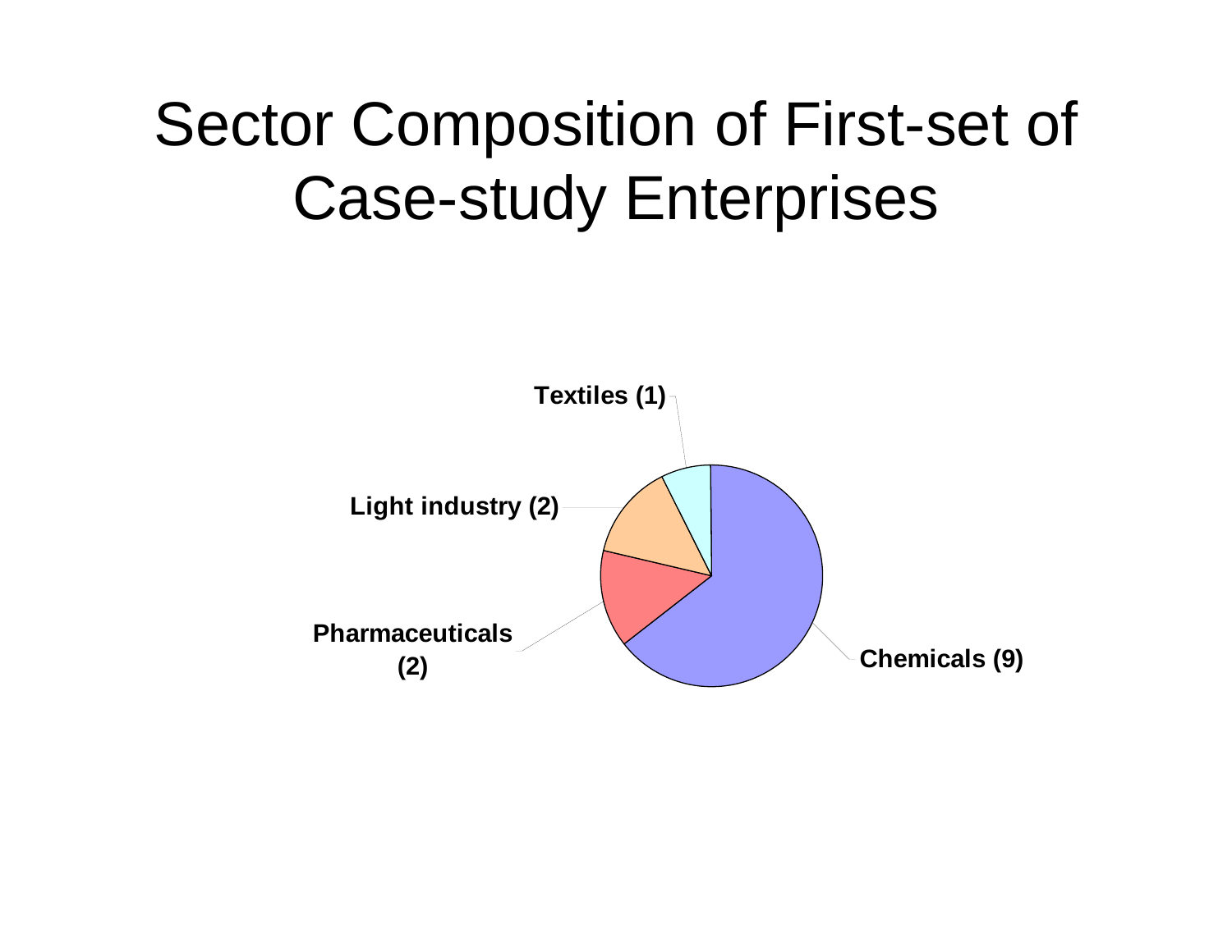# Sector Composition of First-set of Case-study Enterprises

Textiles (1)

Light industry (2)

Pharmaceuticals (2)

Chemicals (9)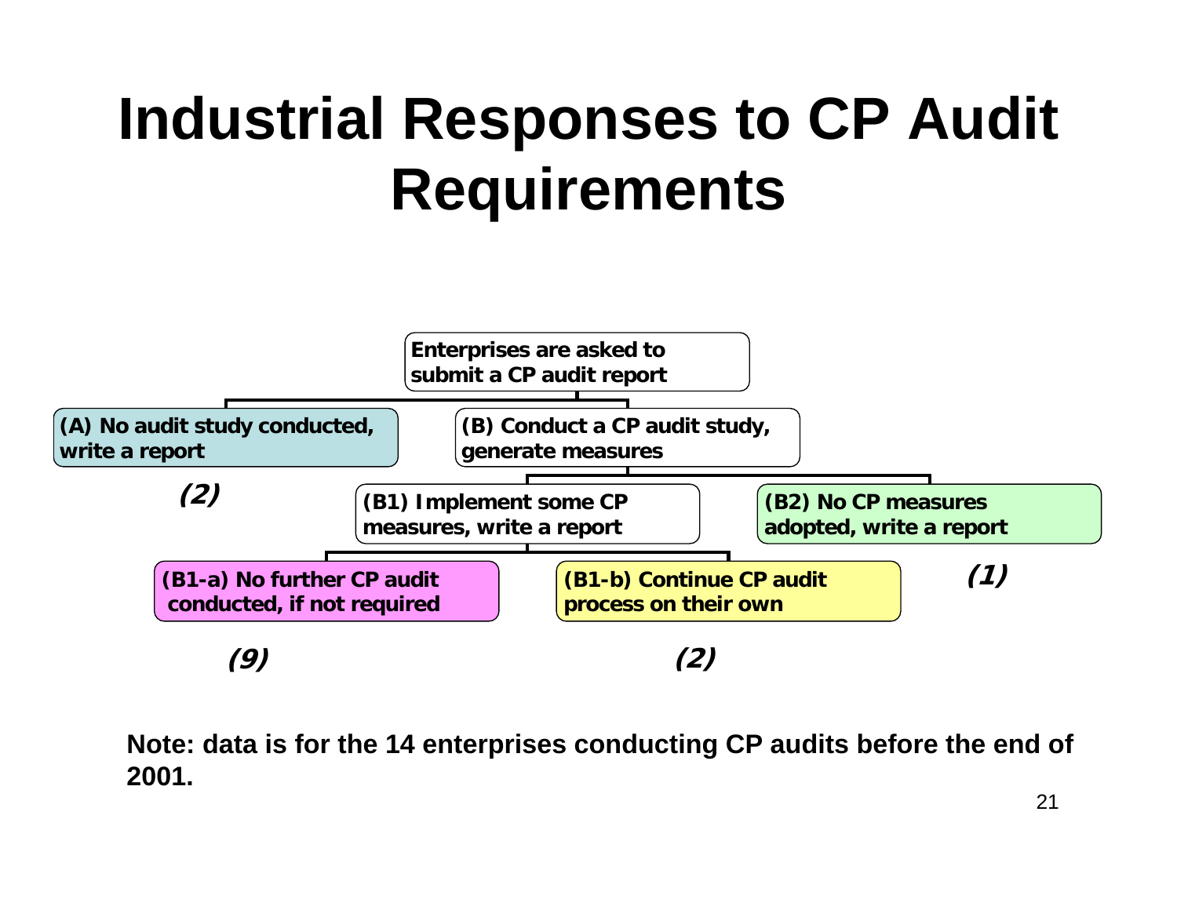# Industrial Responses to CP Audit Requirements

- **Enterprises are asked to submit a CP audit report**
  - **(A) No audit study conducted, write a report** — ***(2)***
  - **(B) Conduct a CP audit study, generate measures**
    - **(B1) Implement some CP measures, write a report**
      - **(B1-a) No further CP audit conducted, if not required** — ***(9)***
      - **(B1-b) Continue CP audit process on their own** — ***(2)***
    - **(B2) No CP measures adopted, write a report** — ***(1)***

**Note: data is for the 14 enterprises conducting CP audits before the end of 2001.**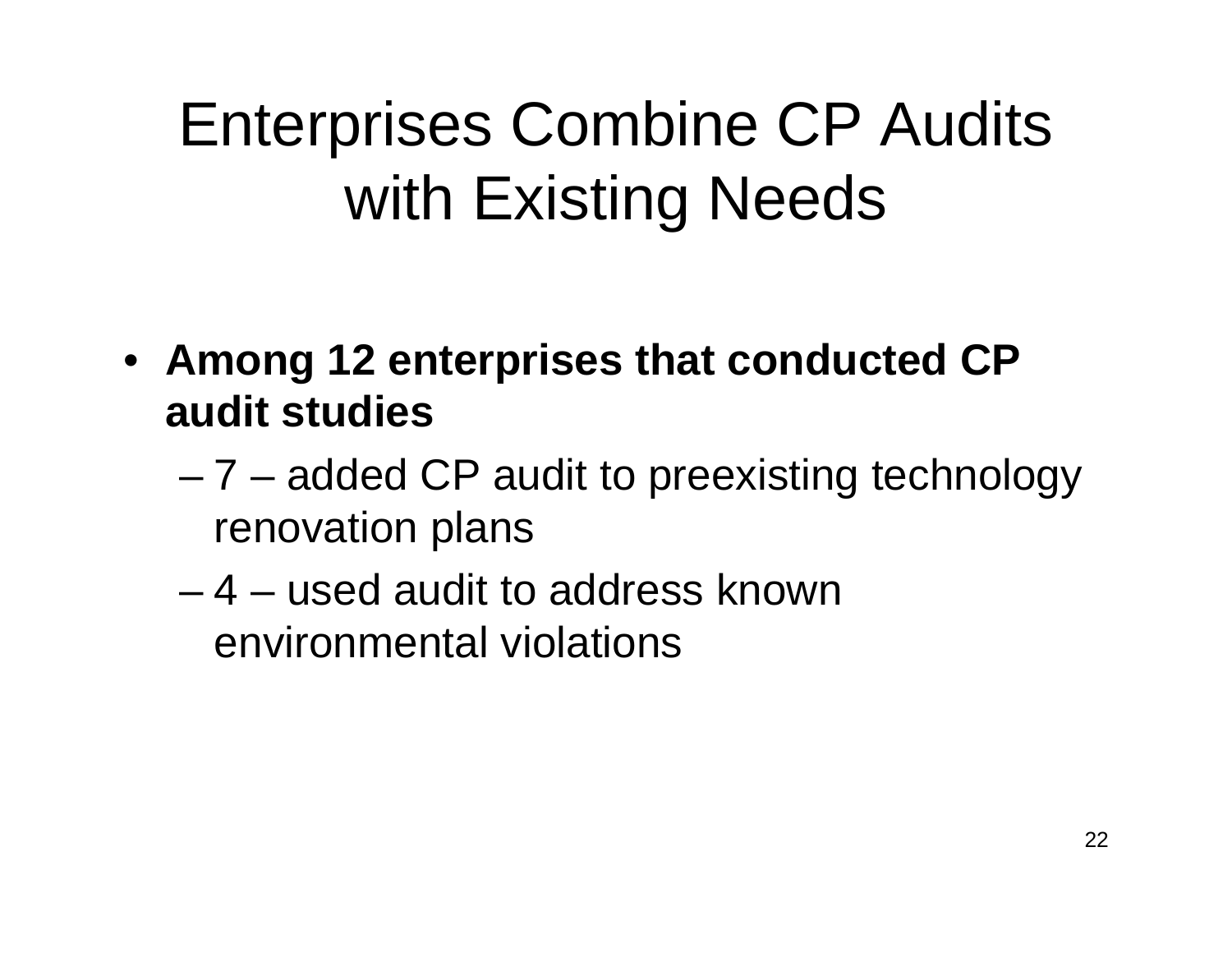# Enterprises Combine CP Audits with Existing Needs

- **Among 12 enterprises that conducted CP audit studies**
  - 7 – added CP audit to preexisting technology renovation plans
  - 4 – used audit to address known environmental violations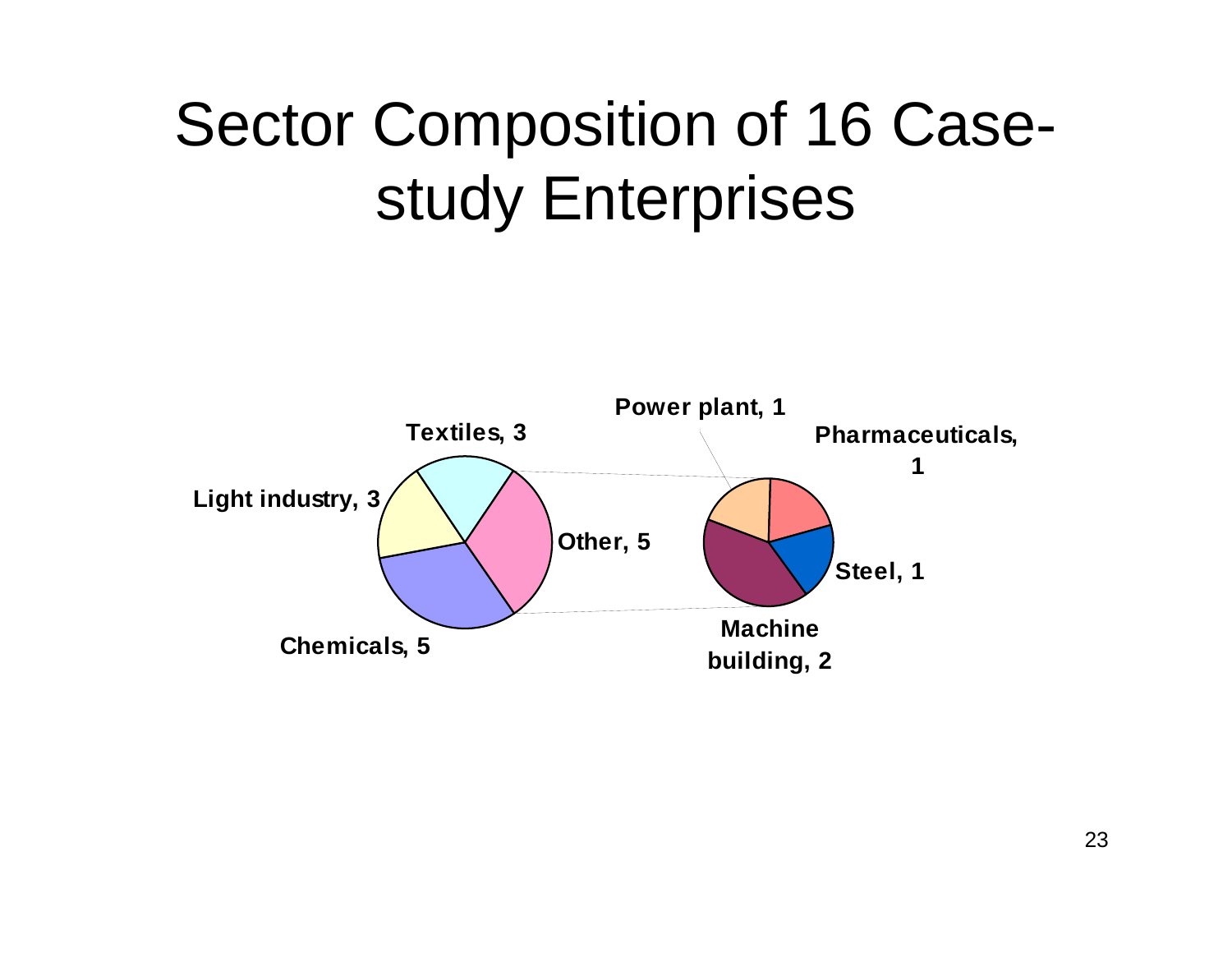# Sector Composition of 16 Case-study Enterprises

Textiles, 3

Light industry, 3

Other, 5

Chemicals, 5

Power plant, 1

Pharmaceuticals, 1

Steel, 1

Machine building, 2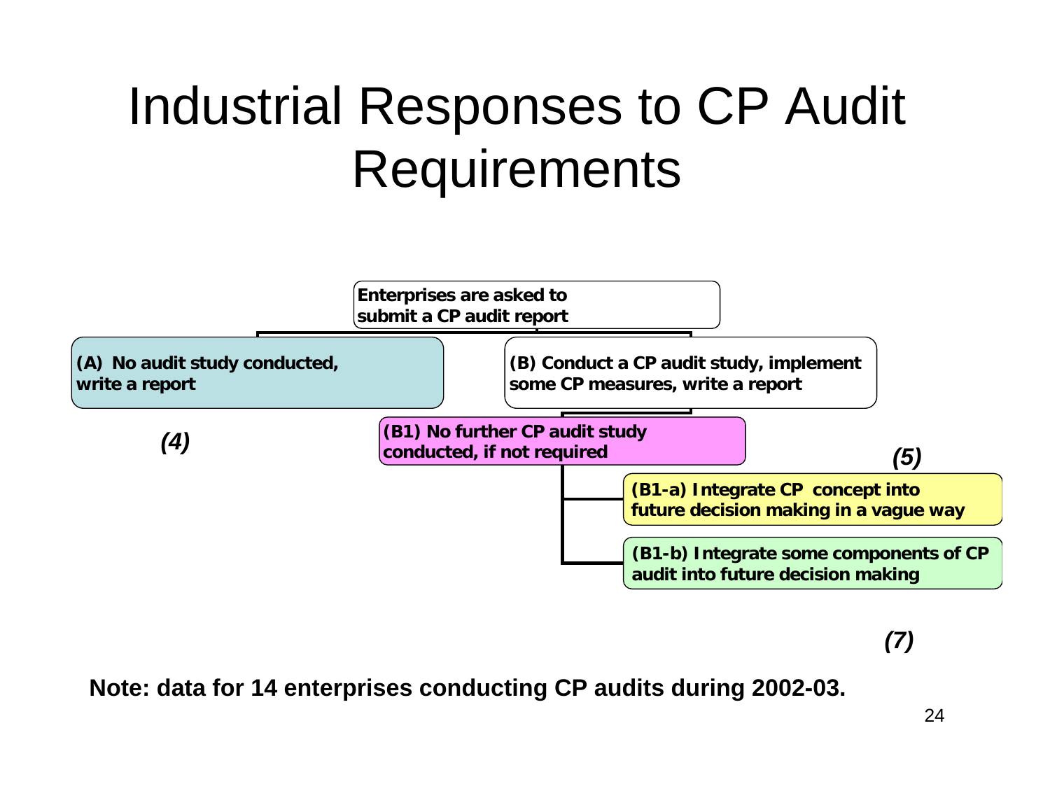# Industrial Responses to CP Audit Requirements

Enterprises are asked to submit a CP audit report

- **(A) No audit study conducted, write a report** — *(4)*
- **(B) Conduct a CP audit study, implement some CP measures, write a report**
  - **(B1) No further CP audit study conducted, if not required**
    - **(B1-a) Integrate CP concept into future decision making in a vague way** — *(5)*
    - **(B1-b) Integrate some components of CP audit into future decision making** — *(7)*

**Note: data for 14 enterprises conducting CP audits during 2002-03.**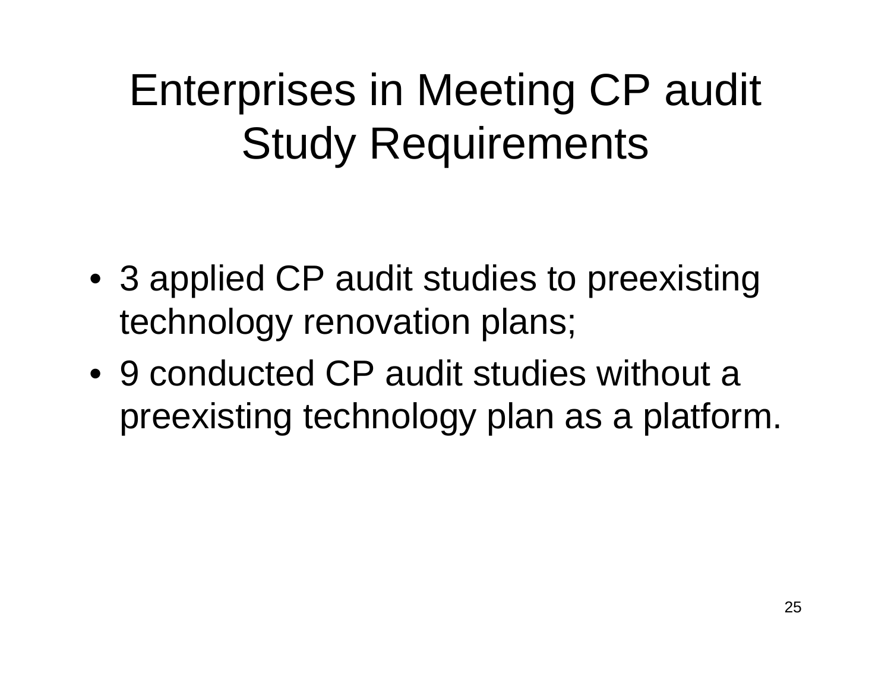# Enterprises in Meeting CP audit Study Requirements

- 3 applied CP audit studies to preexisting technology renovation plans;
- 9 conducted CP audit studies without a preexisting technology plan as a platform.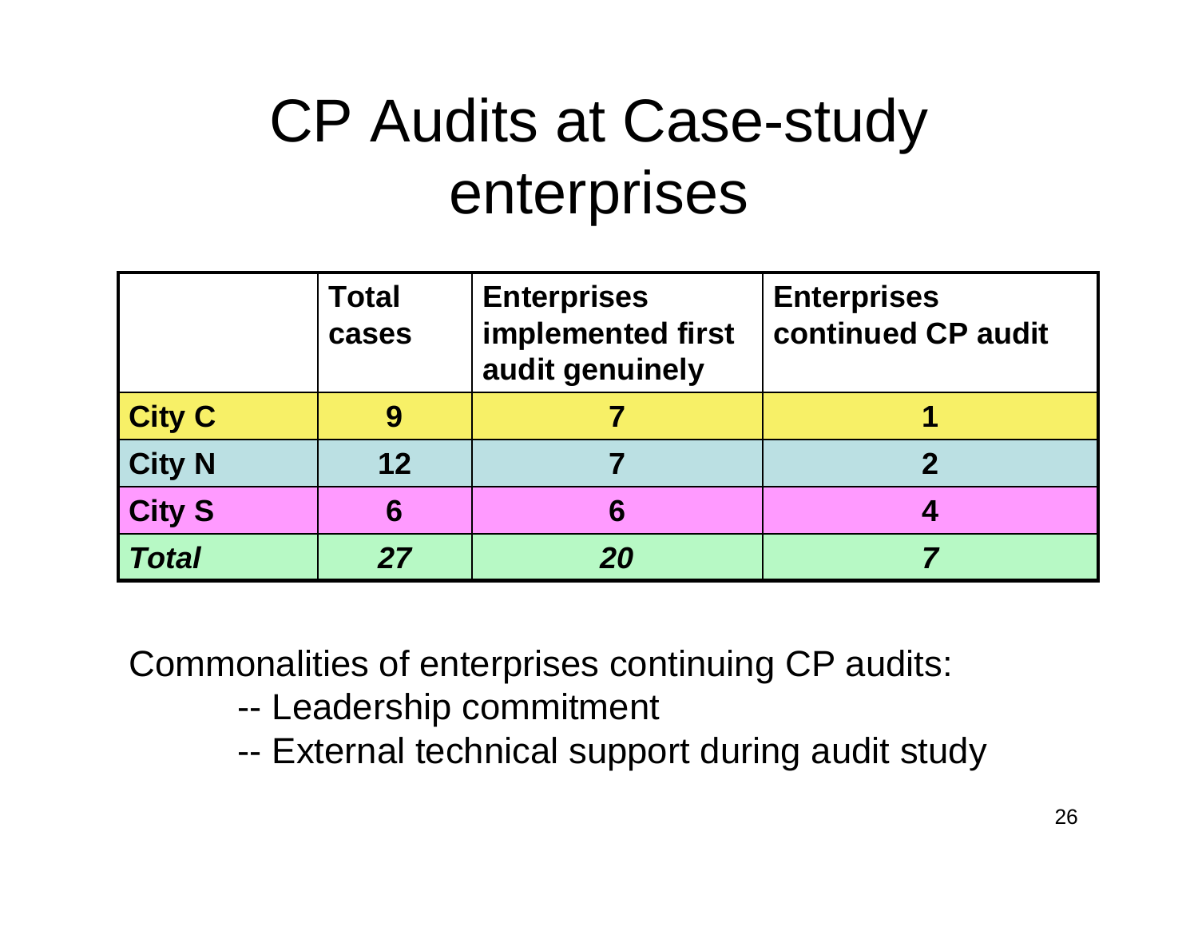# CP Audits at Case-study enterprises

| | Total cases | Enterprises implemented first audit genuinely | Enterprises continued CP audit |
|---|---|---|---|
| **City C** | **9** | **7** | **1** |
| **City N** | **12** | **7** | **2** |
| **City S** | **6** | **6** | **4** |
| ***Total*** | ***27*** | ***20*** | ***7*** |

Commonalities of enterprises continuing CP audits:

-- Leadership commitment

-- External technical support during audit study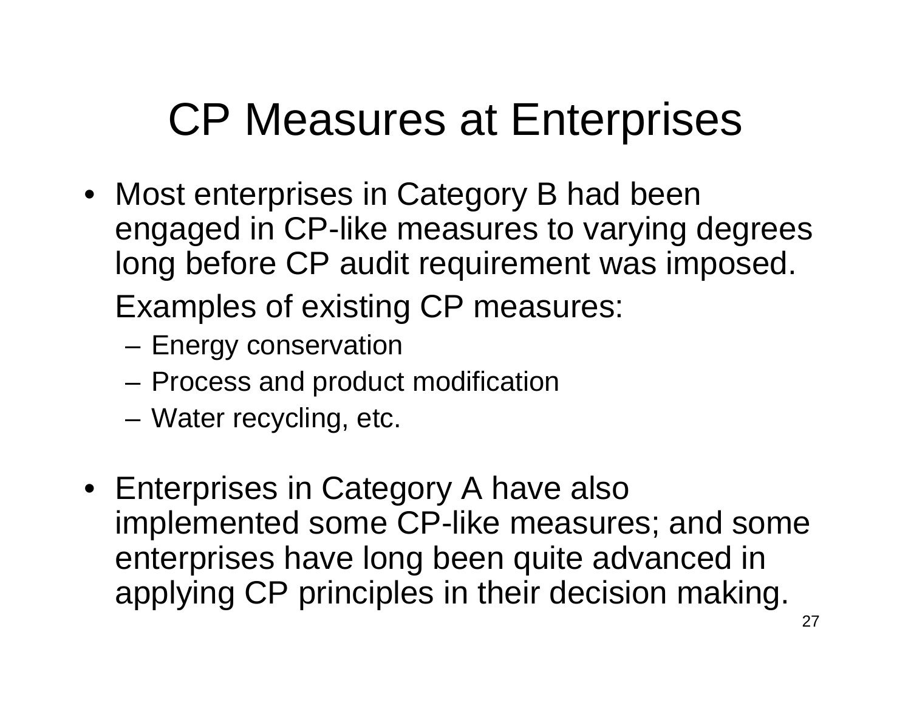# CP Measures at Enterprises

- Most enterprises in Category B had been engaged in CP-like measures to varying degrees long before CP audit requirement was imposed.

  Examples of existing CP measures:
  - Energy conservation
  - Process and product modification
  - Water recycling, etc.

- Enterprises in Category A have also implemented some CP-like measures; and some enterprises have long been quite advanced in applying CP principles in their decision making.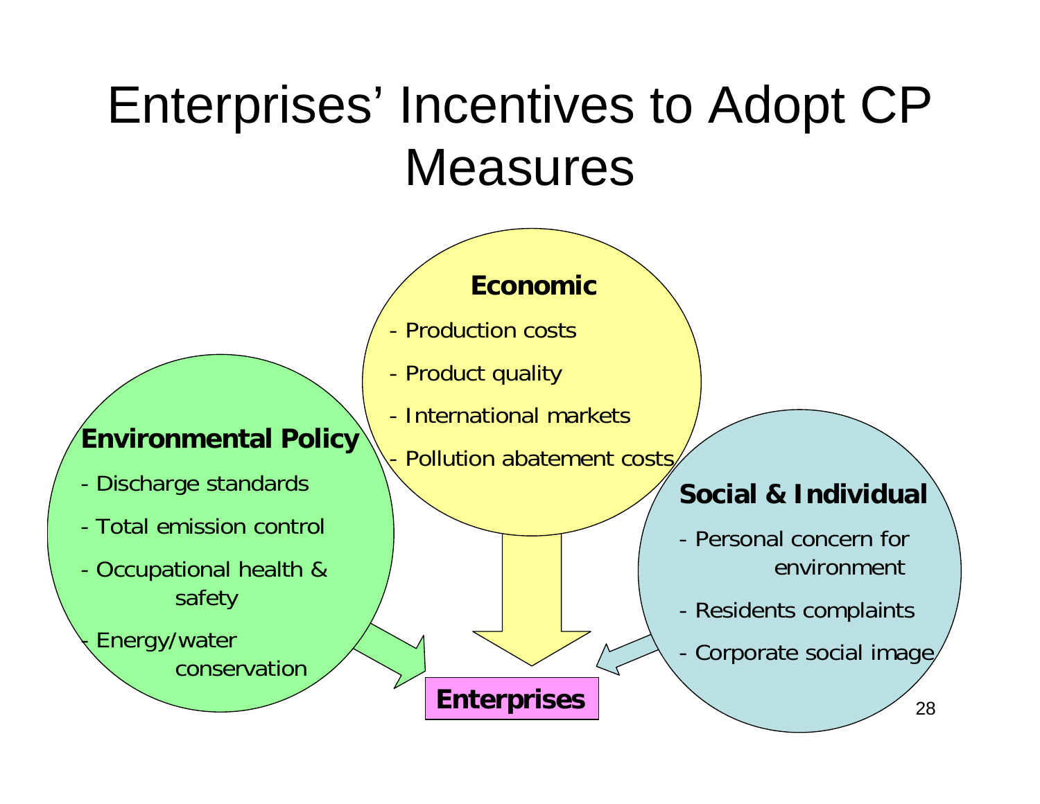# Enterprises' Incentives to Adopt CP Measures

**Economic**

- Production costs
- Product quality
- International markets
- Pollution abatement costs

**Environmental Policy**

- Discharge standards
- Total emission control
- Occupational health & safety
- Energy/water conservation

**Social & Individual**

- Personal concern for environment
- Residents complaints
- Corporate social image

**Enterprises**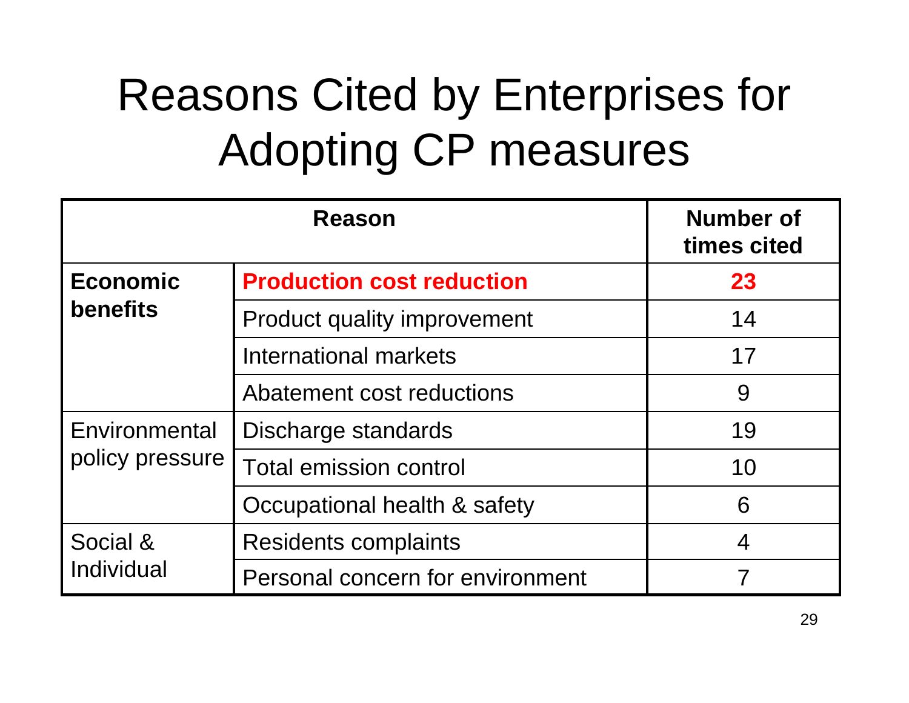# Reasons Cited by Enterprises for Adopting CP measures

| Reason | | Number of times cited |
|---|---|---|
| **Economic benefits** | **Production cost reduction** | **23** |
| | Product quality improvement | 14 |
| | International markets | 17 |
| | Abatement cost reductions | 9 |
| Environmental policy pressure | Discharge standards | 19 |
| | Total emission control | 10 |
| | Occupational health & safety | 6 |
| Social & Individual | Residents complaints | 4 |
| | Personal concern for environment | 7 |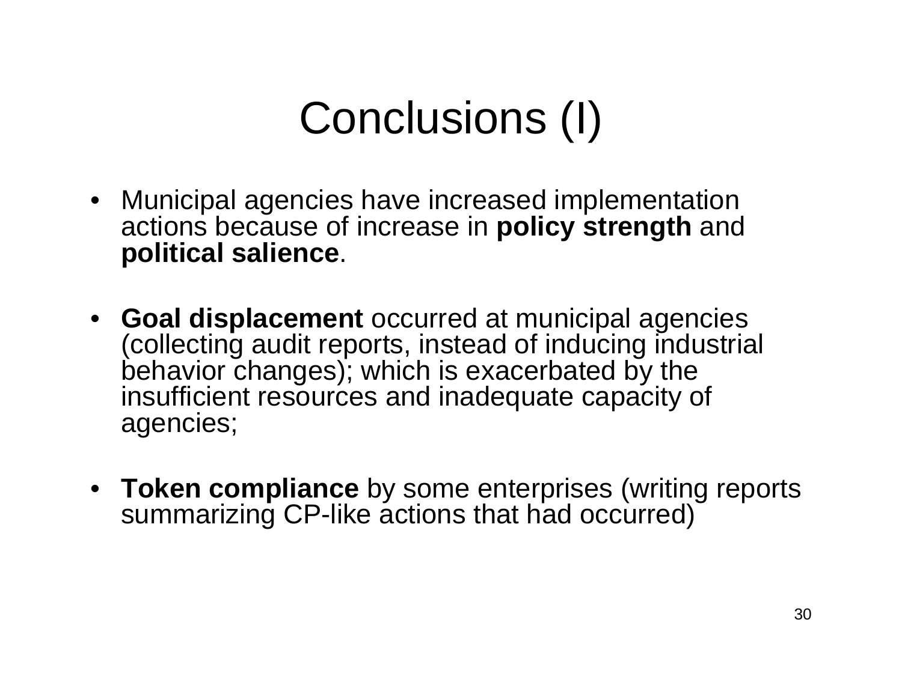# Conclusions (I)

- Municipal agencies have increased implementation actions because of increase in **policy strength** and **political salience**.
- **Goal displacement** occurred at municipal agencies (collecting audit reports, instead of inducing industrial behavior changes); which is exacerbated by the insufficient resources and inadequate capacity of agencies;
- **Token compliance** by some enterprises (writing reports summarizing CP-like actions that had occurred)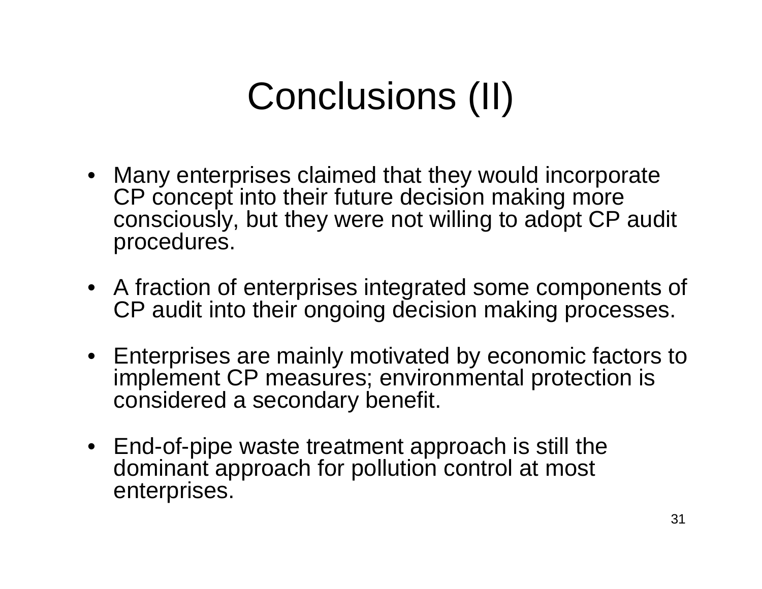# Conclusions (II)

- Many enterprises claimed that they would incorporate CP concept into their future decision making more consciously, but they were not willing to adopt CP audit procedures.
- A fraction of enterprises integrated some components of CP audit into their ongoing decision making processes.
- Enterprises are mainly motivated by economic factors to implement CP measures; environmental protection is considered a secondary benefit.
- End-of-pipe waste treatment approach is still the dominant approach for pollution control at most enterprises.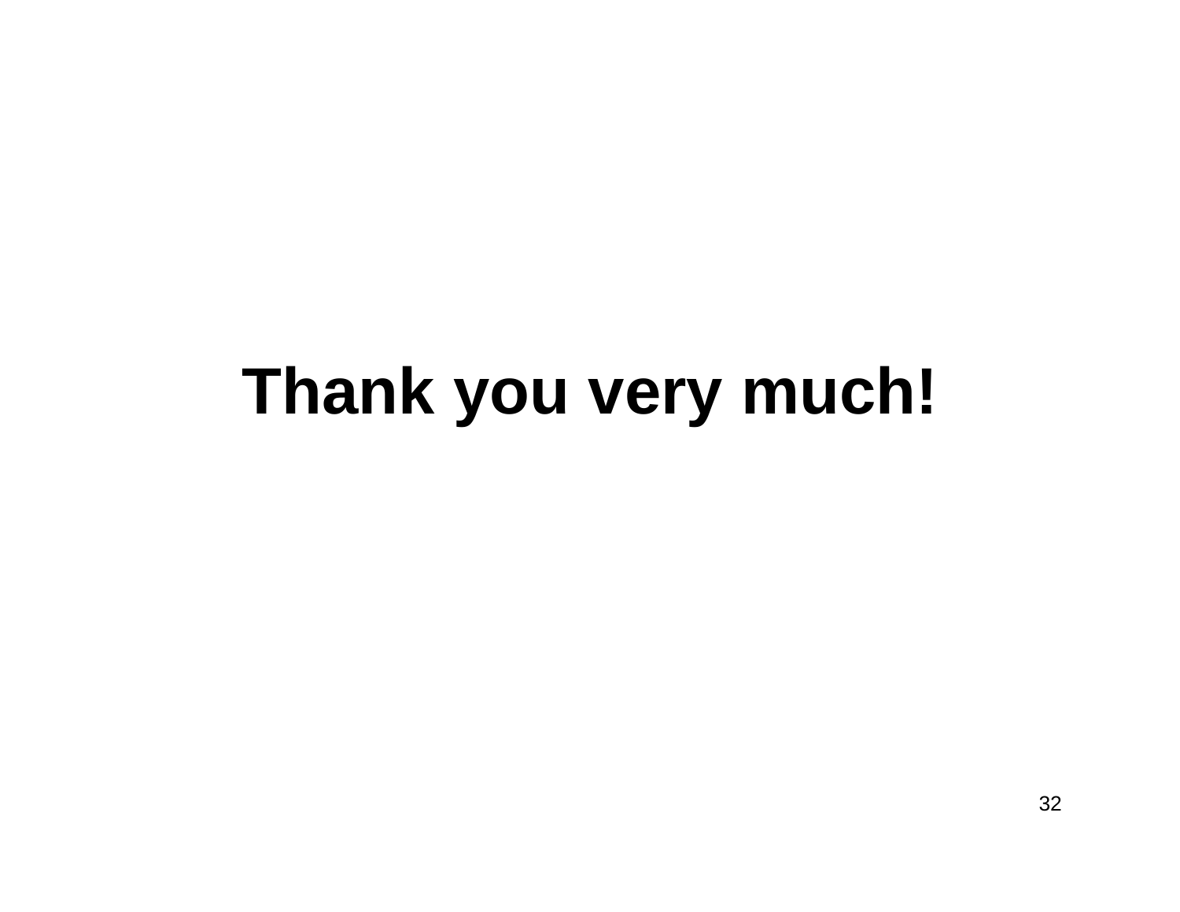**Thank you very much!**